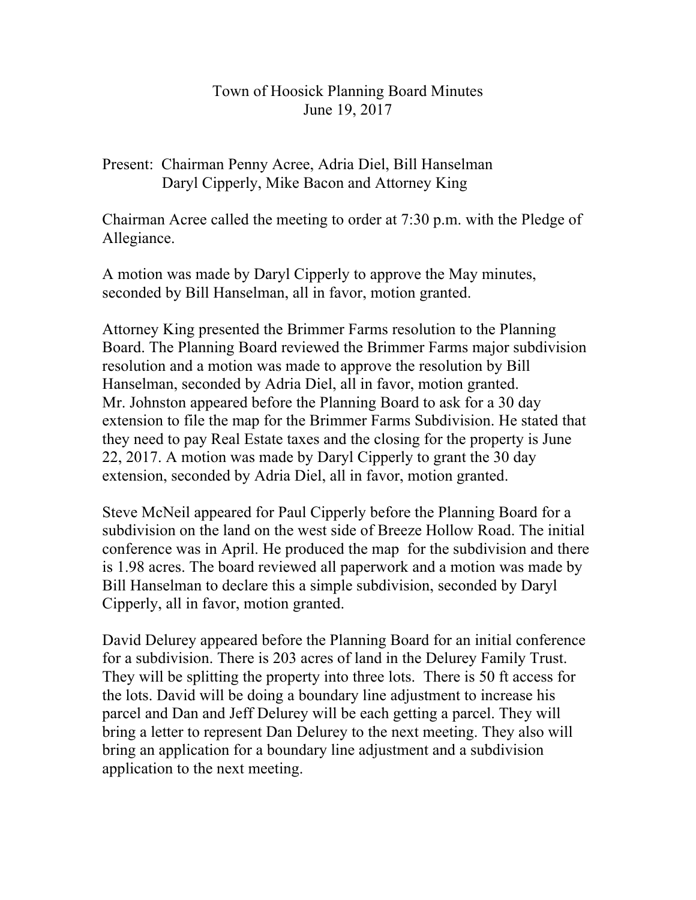# Town of Hoosick Planning Board Minutes

June 19, 2017

Present: Chairman Penny Acree, Adria Diel, Bill Hanselman
Daryl Cipperly, Mike Bacon and Attorney King

Chairman Acree called the meeting to order at 7:30 p.m. with the Pledge of Allegiance.

A motion was made by Daryl Cipperly to approve the May minutes, seconded by Bill Hanselman, all in favor, motion granted.

Attorney King presented the Brimmer Farms resolution to the Planning Board. The Planning Board reviewed the Brimmer Farms major subdivision resolution and a motion was made to approve the resolution by Bill Hanselman, seconded by Adria Diel, all in favor, motion granted.
Mr. Johnston appeared before the Planning Board to ask for a 30 day extension to file the map for the Brimmer Farms Subdivision. He stated that they need to pay Real Estate taxes and the closing for the property is June 22, 2017. A motion was made by Daryl Cipperly to grant the 30 day extension, seconded by Adria Diel, all in favor, motion granted.

Steve McNeil appeared for Paul Cipperly before the Planning Board for a subdivision on the land on the west side of Breeze Hollow Road. The initial conference was in April. He produced the map for the subdivision and there is 1.98 acres. The board reviewed all paperwork and a motion was made by Bill Hanselman to declare this a simple subdivision, seconded by Daryl Cipperly, all in favor, motion granted.

David Delurey appeared before the Planning Board for an initial conference for a subdivision. There is 203 acres of land in the Delurey Family Trust. They will be splitting the property into three lots. There is 50 ft access for the lots. David will be doing a boundary line adjustment to increase his parcel and Dan and Jeff Delurey will be each getting a parcel. They will bring a letter to represent Dan Delurey to the next meeting. They also will bring an application for a boundary line adjustment and a subdivision application to the next meeting.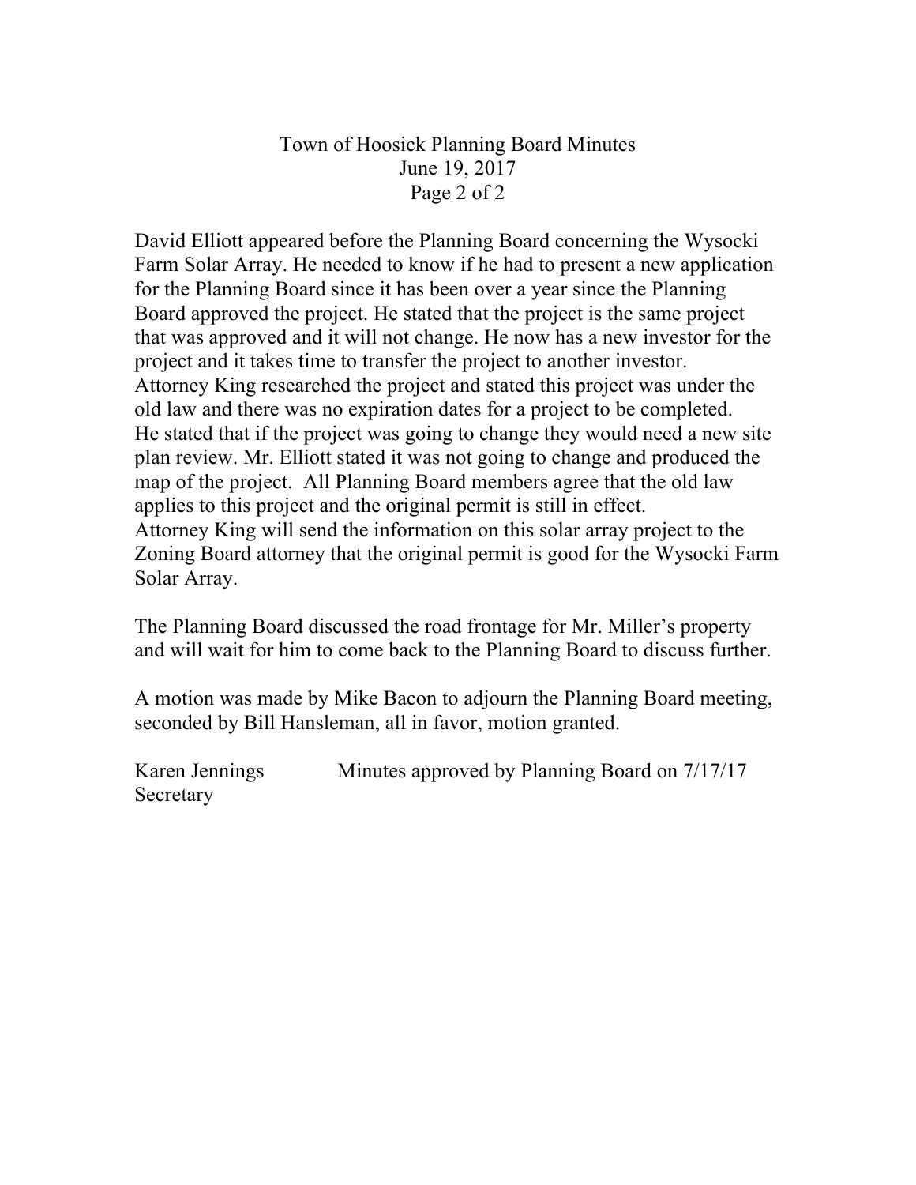Town of Hoosick Planning Board Minutes
June 19, 2017

David Elliott appeared before the Planning Board concerning the Wysocki Farm Solar Array. He needed to know if he had to present a new application for the Planning Board since it has been over a year since the Planning Board approved the project. He stated that the project is the same project that was approved and it will not change. He now has a new investor for the project and it takes time to transfer the project to another investor. Attorney King researched the project and stated this project was under the old law and there was no expiration dates for a project to be completed. He stated that if the project was going to change they would need a new site plan review. Mr. Elliott stated it was not going to change and produced the map of the project. All Planning Board members agree that the old law applies to this project and the original permit is still in effect. Attorney King will send the information on this solar array project to the Zoning Board attorney that the original permit is good for the Wysocki Farm Solar Array.

The Planning Board discussed the road frontage for Mr. Miller's property and will wait for him to come back to the Planning Board to discuss further.

A motion was made by Mike Bacon to adjourn the Planning Board meeting, seconded by Bill Hansleman, all in favor, motion granted.

Karen Jennings
Secretary

Minutes approved by Planning Board on 7/17/17